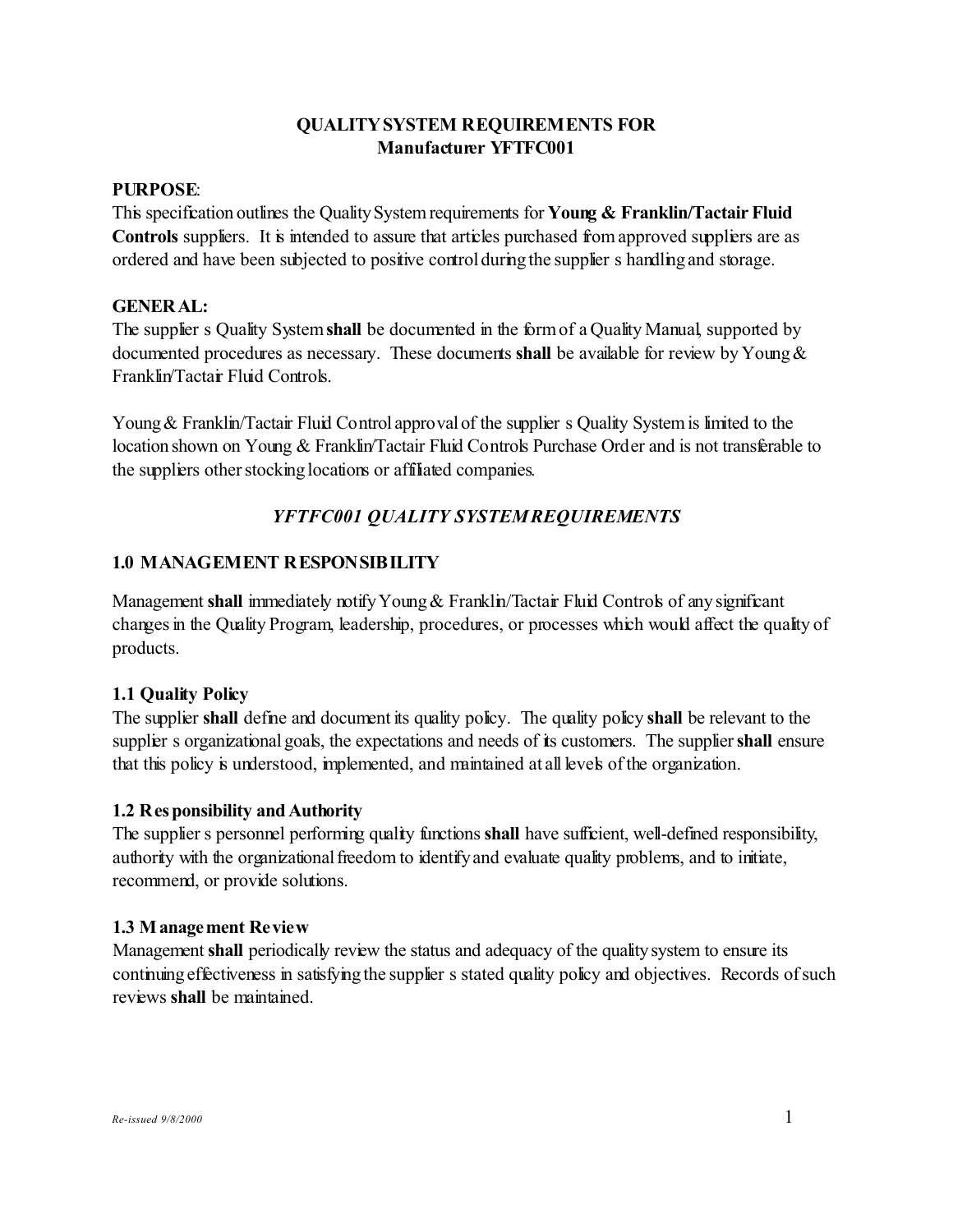**QUALITY SYSTEM REQUIREMENTS FOR**
**Manufacturer YFTFC001**

**PURPOSE**:
This specification outlines the Quality System requirements for **Young & Franklin/Tactair Fluid Controls** suppliers. It is intended to assure that articles purchased from approved suppliers are as ordered and have been subjected to positive control during the supplier s handling and storage.

**GENERAL:**
The supplier s Quality System **shall** be documented in the form of a Quality Manual, supported by documented procedures as necessary. These documents **shall** be available for review by Young & Franklin/Tactair Fluid Controls.

Young & Franklin/Tactair Fluid Control approval of the supplier s Quality System is limited to the location shown on Young & Franklin/Tactair Fluid Controls Purchase Order and is not transferable to the suppliers other stocking locations or affiliated companies.

## *YFTFC001 QUALITY SYSTEM REQUIREMENTS*

### 1.0 MANAGEMENT RESPONSIBILITY

Management **shall** immediately notify Young & Franklin/Tactair Fluid Controls of any significant changes in the Quality Program, leadership, procedures, or processes which would affect the quality of products.

#### 1.1 Quality Policy
The supplier **shall** define and document its quality policy. The quality policy **shall** be relevant to the supplier s organizational goals, the expectations and needs of its customers. The supplier **shall** ensure that this policy is understood, implemented, and maintained at all levels of the organization.

#### 1.2 Responsibility and Authority
The supplier s personnel performing quality functions **shall** have sufficient, well-defined responsibility, authority with the organizational freedom to identify and evaluate quality problems, and to initiate, recommend, or provide solutions.

#### 1.3 Management Review
Management **shall** periodically review the status and adequacy of the quality system to ensure its continuing effectiveness in satisfying the supplier s stated quality policy and objectives. Records of such reviews **shall** be maintained.

*Re-issued 9/8/2000*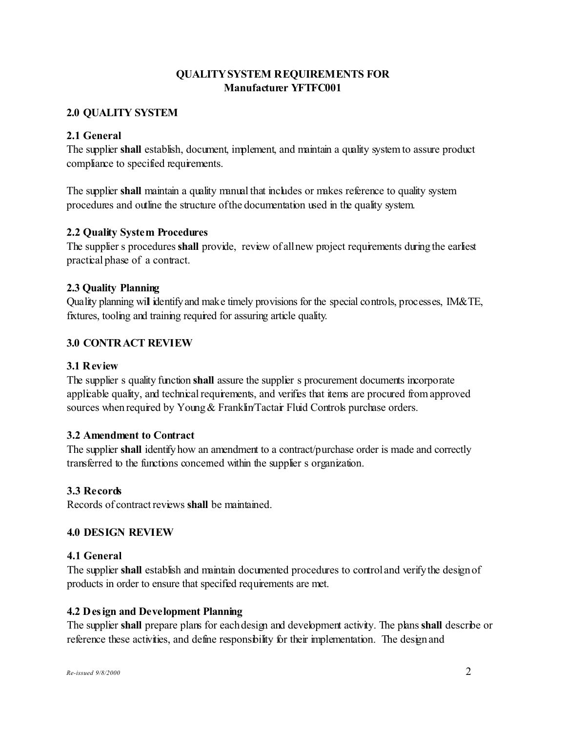**QUALITY SYSTEM REQUIREMENTS FOR**
**Manufacturer YFTFC001**

## 2.0 QUALITY SYSTEM

### 2.1 General

The supplier **shall** establish, document, implement, and maintain a quality system to assure product compliance to specified requirements.

The supplier **shall** maintain a quality manual that includes or makes reference to quality system procedures and outline the structure of the documentation used in the quality system.

### 2.2 Quality System Procedures

The supplier s procedures **shall** provide, review of all new project requirements during the earliest practical phase of a contract.

### 2.3 Quality Planning

Quality planning will identify and make timely provisions for the special controls, processes, IM&TE, fixtures, tooling and training required for assuring article quality.

## 3.0 CONTRACT REVIEW

### 3.1 Review

The supplier s quality function **shall** assure the supplier s procurement documents incorporate applicable quality, and technical requirements, and verifies that items are procured from approved sources when required by Young & Franklin/Tactair Fluid Controls purchase orders.

### 3.2 Amendment to Contract

The supplier **shall** identify how an amendment to a contract/purchase order is made and correctly transferred to the functions concerned within the supplier s organization.

### 3.3 Records

Records of contract reviews **shall** be maintained.

## 4.0 DESIGN REVIEW

### 4.1 General

The supplier **shall** establish and maintain documented procedures to control and verify the design of products in order to ensure that specified requirements are met.

### 4.2 Design and Development Planning

The supplier **shall** prepare plans for each design and development activity. The plans **shall** describe or reference these activities, and define responsibility for their implementation. The design and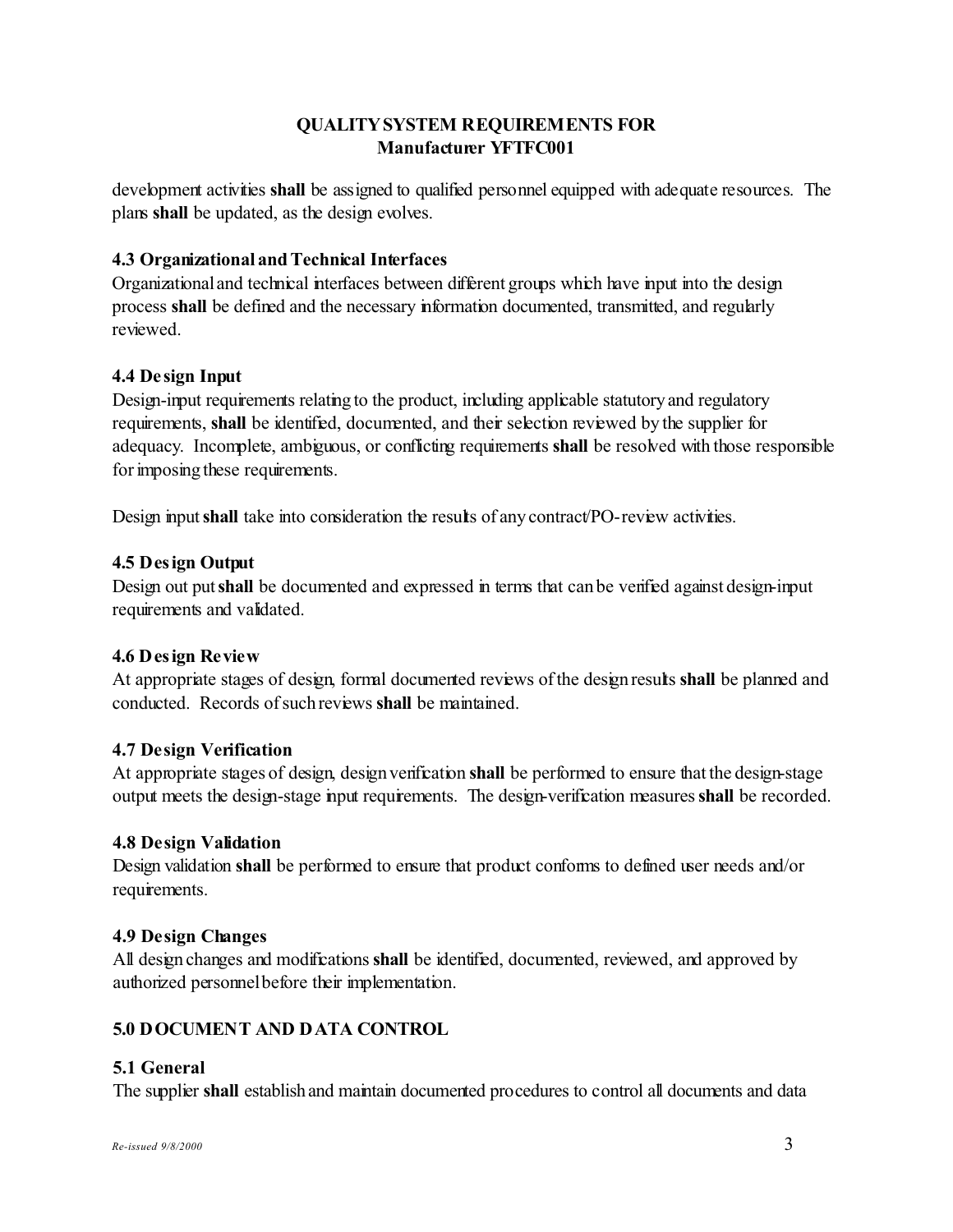development activities **shall** be assigned to qualified personnel equipped with adequate resources. The plans **shall** be updated, as the design evolves.

### 4.3 Organizational and Technical Interfaces

Organizational and technical interfaces between different groups which have input into the design process **shall** be defined and the necessary information documented, transmitted, and regularly reviewed.

### 4.4 Design Input

Design-input requirements relating to the product, including applicable statutory and regulatory requirements, **shall** be identified, documented, and their selection reviewed by the supplier for adequacy. Incomplete, ambiguous, or conflicting requirements **shall** be resolved with those responsible for imposing these requirements.

Design input **shall** take into consideration the results of any contract/PO-review activities.

### 4.5 Design Output

Design out put **shall** be documented and expressed in terms that can be verified against design-input requirements and validated.

### 4.6 Design Review

At appropriate stages of design, formal documented reviews of the design results **shall** be planned and conducted. Records of such reviews **shall** be maintained.

### 4.7 Design Verification

At appropriate stages of design, design verification **shall** be performed to ensure that the design-stage output meets the design-stage input requirements. The design-verification measures **shall** be recorded.

### 4.8 Design Validation

Design validation **shall** be performed to ensure that product conforms to defined user needs and/or requirements.

### 4.9 Design Changes

All design changes and modifications **shall** be identified, documented, reviewed, and approved by authorized personnel before their implementation.

## 5.0 DOCUMENT AND DATA CONTROL

### 5.1 General

The supplier **shall** establish and maintain documented procedures to control all documents and data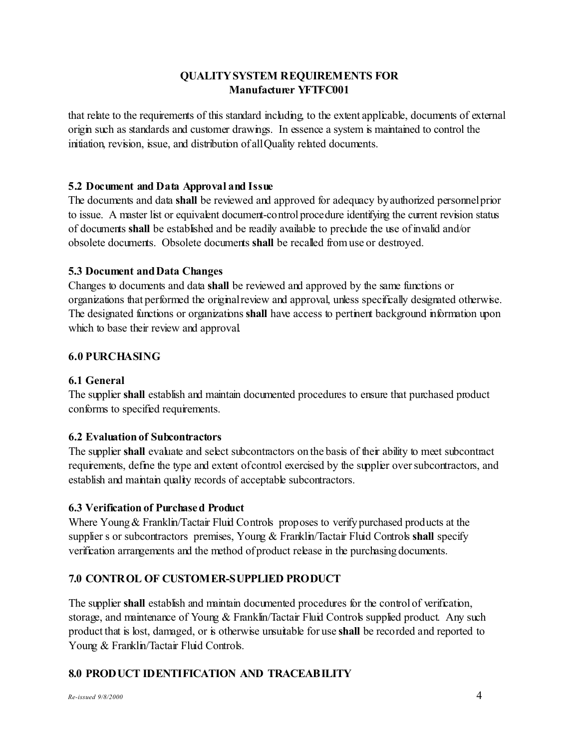that relate to the requirements of this standard including, to the extent applicable, documents of external origin such as standards and customer drawings. In essence a system is maintained to control the initiation, revision, issue, and distribution of all Quality related documents.

### 5.2 Document and Data Approval and Issue

The documents and data **shall** be reviewed and approved for adequacy by authorized personnel prior to issue. A master list or equivalent document-control procedure identifying the current revision status of documents **shall** be established and be readily available to preclude the use of invalid and/or obsolete documents. Obsolete documents **shall** be recalled from use or destroyed.

### 5.3 Document and Data Changes

Changes to documents and data **shall** be reviewed and approved by the same functions or organizations that performed the original review and approval, unless specifically designated otherwise. The designated functions or organizations **shall** have access to pertinent background information upon which to base their review and approval.

## 6.0 PURCHASING

### 6.1 General

The supplier **shall** establish and maintain documented procedures to ensure that purchased product conforms to specified requirements.

### 6.2 Evaluation of Subcontractors

The supplier **shall** evaluate and select subcontractors on the basis of their ability to meet subcontract requirements, define the type and extent of control exercised by the supplier over subcontractors, and establish and maintain quality records of acceptable subcontractors.

### 6.3 Verification of Purchased Product

Where Young & Franklin/Tactair Fluid Controls proposes to verify purchased products at the supplier s or subcontractors premises, Young & Franklin/Tactair Fluid Controls **shall** specify verification arrangements and the method of product release in the purchasing documents.

## 7.0 CONTROL OF CUSTOMER-SUPPLIED PRODUCT

The supplier **shall** establish and maintain documented procedures for the control of verification, storage, and maintenance of Young & Franklin/Tactair Fluid Controls supplied product. Any such product that is lost, damaged, or is otherwise unsuitable for use **shall** be recorded and reported to Young & Franklin/Tactair Fluid Controls.

## 8.0 PRODUCT IDENTIFICATION AND TRACEABILITY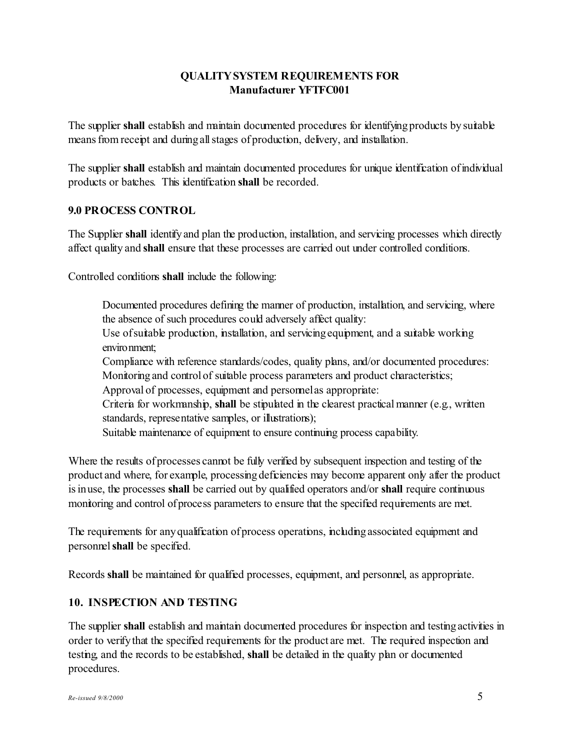**QUALITY SYSTEM REQUIREMENTS FOR**
**Manufacturer YFTFC001**

The supplier **shall** establish and maintain documented procedures for identifying products by suitable means from receipt and during all stages of production, delivery, and installation.

The supplier **shall** establish and maintain documented procedures for unique identification of individual products or batches. This identification **shall** be recorded.

## 9.0 PROCESS CONTROL

The Supplier **shall** identify and plan the production, installation, and servicing processes which directly affect quality and **shall** ensure that these processes are carried out under controlled conditions.

Controlled conditions **shall** include the following:

Documented procedures defining the manner of production, installation, and servicing, where the absence of such procedures could adversely affect quality:
Use of suitable production, installation, and servicing equipment, and a suitable working environment;
Compliance with reference standards/codes, quality plans, and/or documented procedures:
Monitoring and control of suitable process parameters and product characteristics;
Approval of processes, equipment and personnel as appropriate:
Criteria for workmanship, **shall** be stipulated in the clearest practical manner (e.g., written standards, representative samples, or illustrations);
Suitable maintenance of equipment to ensure continuing process capability.

Where the results of processes cannot be fully verified by subsequent inspection and testing of the product and where, for example, processing deficiencies may become apparent only after the product is in use, the processes **shall** be carried out by qualified operators and/or **shall** require continuous monitoring and control of process parameters to ensure that the specified requirements are met.

The requirements for any qualification of process operations, including associated equipment and personnel **shall** be specified.

Records **shall** be maintained for qualified processes, equipment, and personnel, as appropriate.

## 10. INSPECTION AND TESTING

The supplier **shall** establish and maintain documented procedures for inspection and testing activities in order to verify that the specified requirements for the product are met. The required inspection and testing, and the records to be established, **shall** be detailed in the quality plan or documented procedures.

*Re-issued 9/8/2000*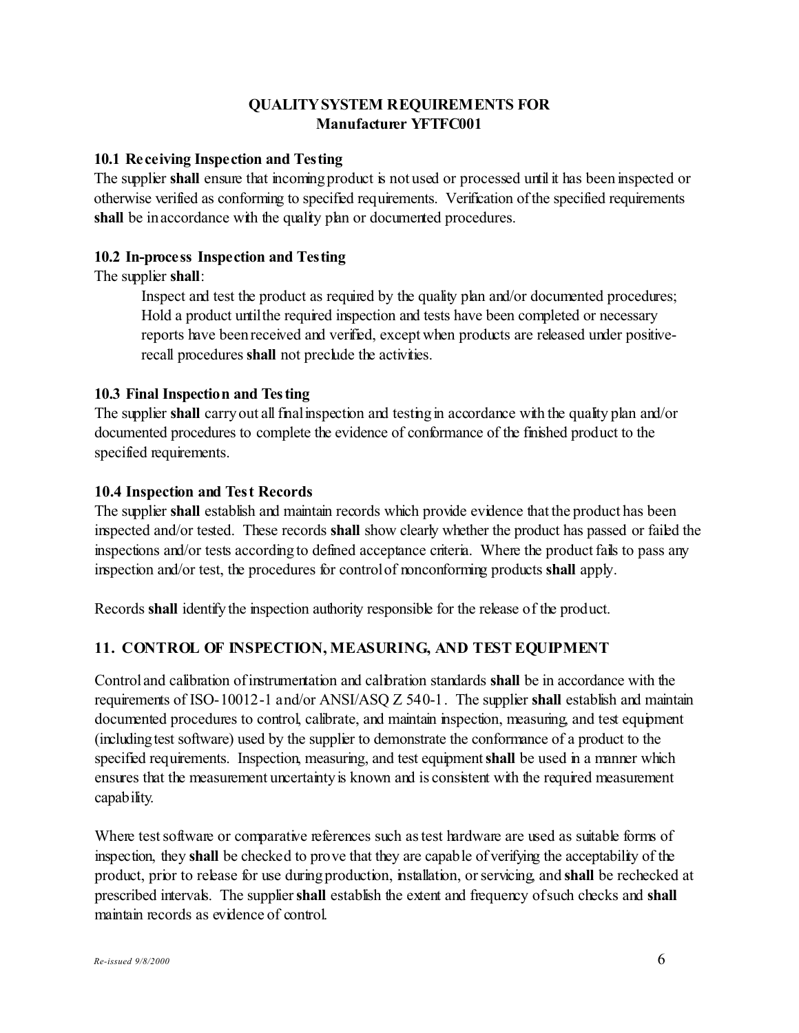**QUALITY SYSTEM REQUIREMENTS FOR**
**Manufacturer YFTFC001**

### 10.1 Receiving Inspection and Testing

The supplier **shall** ensure that incoming product is not used or processed until it has been inspected or otherwise verified as conforming to specified requirements. Verification of the specified requirements **shall** be in accordance with the quality plan or documented procedures.

### 10.2 In-process Inspection and Testing

The supplier **shall**:

> Inspect and test the product as required by the quality plan and/or documented procedures;
> Hold a product until the required inspection and tests have been completed or necessary reports have been received and verified, except when products are released under positive-recall procedures **shall** not preclude the activities.

### 10.3 Final Inspection and Testing

The supplier **shall** carry out all final inspection and testing in accordance with the quality plan and/or documented procedures to complete the evidence of conformance of the finished product to the specified requirements.

### 10.4 Inspection and Test Records

The supplier **shall** establish and maintain records which provide evidence that the product has been inspected and/or tested. These records **shall** show clearly whether the product has passed or failed the inspections and/or tests according to defined acceptance criteria. Where the product fails to pass any inspection and/or test, the procedures for control of nonconforming products **shall** apply.

Records **shall** identify the inspection authority responsible for the release of the product.

## 11. CONTROL OF INSPECTION, MEASURING, AND TEST EQUIPMENT

Control and calibration of instrumentation and calibration standards **shall** be in accordance with the requirements of ISO-10012-1 and/or ANSI/ASQ Z 540-1. The supplier **shall** establish and maintain documented procedures to control, calibrate, and maintain inspection, measuring, and test equipment (including test software) used by the supplier to demonstrate the conformance of a product to the specified requirements. Inspection, measuring, and test equipment **shall** be used in a manner which ensures that the measurement uncertainty is known and is consistent with the required measurement capability.

Where test software or comparative references such as test hardware are used as suitable forms of inspection, they **shall** be checked to prove that they are capable of verifying the acceptability of the product, prior to release for use during production, installation, or servicing, and **shall** be rechecked at prescribed intervals. The supplier **shall** establish the extent and frequency of such checks and **shall** maintain records as evidence of control.

*Re-issued 9/8/2000*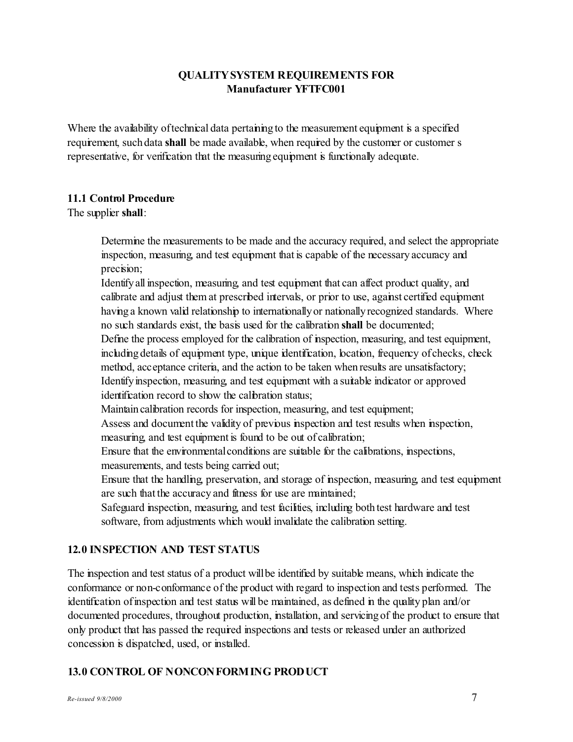**QUALITY SYSTEM REQUIREMENTS FOR**
**Manufacturer YFTFC001**

Where the availability of technical data pertaining to the measurement equipment is a specified requirement, such data **shall** be made available, when required by the customer or customer s representative, for verification that the measuring equipment is functionally adequate.

### 11.1 Control Procedure

The supplier **shall**:

Determine the measurements to be made and the accuracy required, and select the appropriate inspection, measuring, and test equipment that is capable of the necessary accuracy and precision;

Identify all inspection, measuring, and test equipment that can affect product quality, and calibrate and adjust them at prescribed intervals, or prior to use, against certified equipment having a known valid relationship to internationally or nationally recognized standards. Where no such standards exist, the basis used for the calibration **shall** be documented;

Define the process employed for the calibration of inspection, measuring, and test equipment, including details of equipment type, unique identification, location, frequency of checks, check method, acceptance criteria, and the action to be taken when results are unsatisfactory;

Identify inspection, measuring, and test equipment with a suitable indicator or approved identification record to show the calibration status;

Maintain calibration records for inspection, measuring, and test equipment;

Assess and document the validity of previous inspection and test results when inspection, measuring, and test equipment is found to be out of calibration;

Ensure that the environmental conditions are suitable for the calibrations, inspections, measurements, and tests being carried out;

Ensure that the handling, preservation, and storage of inspection, measuring, and test equipment are such that the accuracy and fitness for use are maintained;

Safeguard inspection, measuring, and test facilities, including both test hardware and test software, from adjustments which would invalidate the calibration setting.

## 12.0 INSPECTION AND TEST STATUS

The inspection and test status of a product will be identified by suitable means, which indicate the conformance or non-conformance of the product with regard to inspection and tests performed. The identification of inspection and test status will be maintained, as defined in the quality plan and/or documented procedures, throughout production, installation, and servicing of the product to ensure that only product that has passed the required inspections and tests or released under an authorized concession is dispatched, used, or installed.

## 13.0 CONTROL OF NONCONFORMING PRODUCT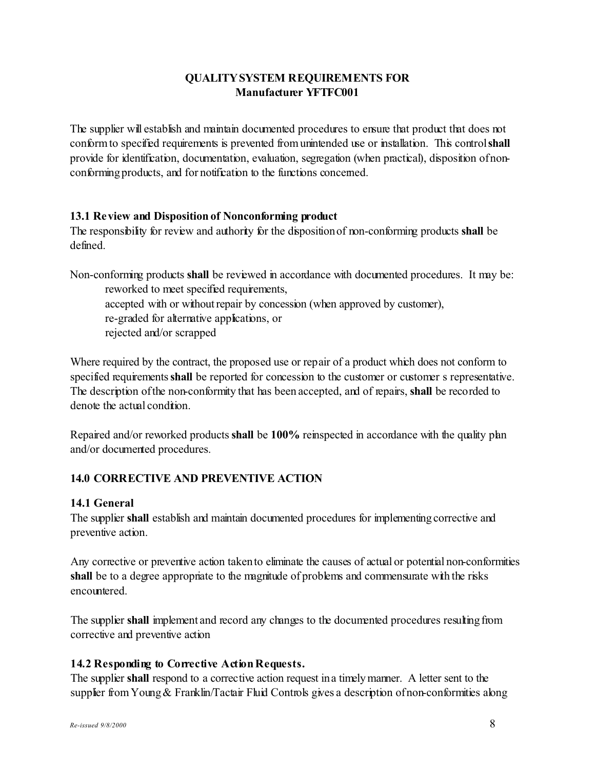**QUALITY SYSTEM REQUIREMENTS FOR**
**Manufacturer YFTFC001**

The supplier will establish and maintain documented procedures to ensure that product that does not conform to specified requirements is prevented from unintended use or installation. This control **shall** provide for identification, documentation, evaluation, segregation (when practical), disposition of non-conforming products, and for notification to the functions concerned.

### 13.1 Review and Disposition of Nonconforming product

The responsibility for review and authority for the disposition of non-conforming products **shall** be defined.

Non-conforming products **shall** be reviewed in accordance with documented procedures. It may be:

- reworked to meet specified requirements,
- accepted with or without repair by concession (when approved by customer),
- re-graded for alternative applications, or
- rejected and/or scrapped

Where required by the contract, the proposed use or repair of a product which does not conform to specified requirements **shall** be reported for concession to the customer or customer s representative. The description of the non-conformity that has been accepted, and of repairs, **shall** be recorded to denote the actual condition.

Repaired and/or reworked products **shall** be **100%** reinspected in accordance with the quality plan and/or documented procedures.

## 14.0 CORRECTIVE AND PREVENTIVE ACTION

### 14.1 General

The supplier **shall** establish and maintain documented procedures for implementing corrective and preventive action.

Any corrective or preventive action taken to eliminate the causes of actual or potential non-conformities **shall** be to a degree appropriate to the magnitude of problems and commensurate with the risks encountered.

The supplier **shall** implement and record any changes to the documented procedures resulting from corrective and preventive action

### 14.2 Responding to Corrective Action Requests.

The supplier **shall** respond to a corrective action request in a timely manner. A letter sent to the supplier from Young & Franklin/Tactair Fluid Controls gives a description of non-conformities along

*Re-issued 9/8/2000*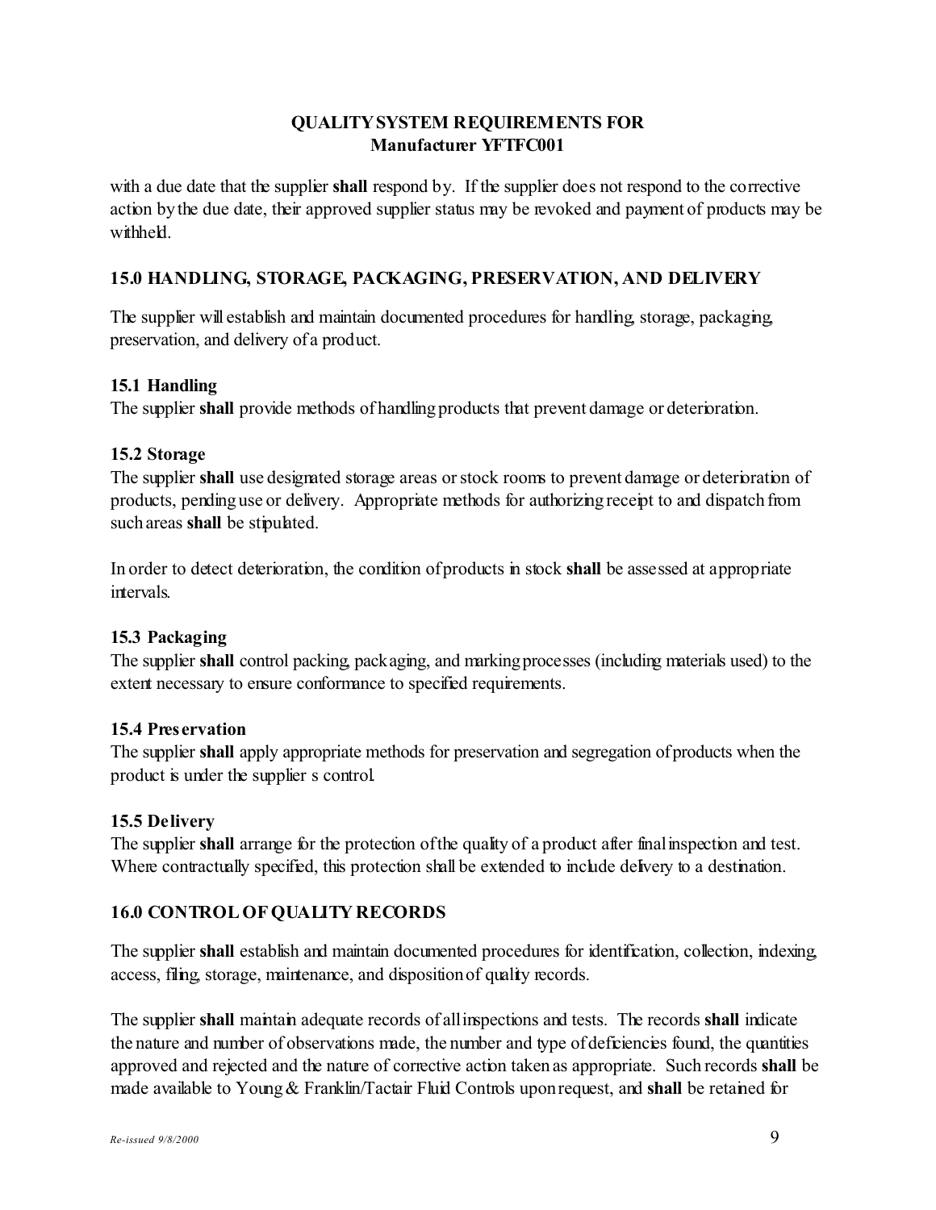with a due date that the supplier **shall** respond by. If the supplier does not respond to the corrective action by the due date, their approved supplier status may be revoked and payment of products may be withheld.

## 15.0 HANDLING, STORAGE, PACKAGING, PRESERVATION, AND DELIVERY

The supplier will establish and maintain documented procedures for handling, storage, packaging, preservation, and delivery of a product.

### 15.1 Handling

The supplier **shall** provide methods of handling products that prevent damage or deterioration.

### 15.2 Storage

The supplier **shall** use designated storage areas or stock rooms to prevent damage or deterioration of products, pending use or delivery. Appropriate methods for authorizing receipt to and dispatch from such areas **shall** be stipulated.

In order to detect deterioration, the condition of products in stock **shall** be assessed at appropriate intervals.

### 15.3 Packaging

The supplier **shall** control packing, packaging, and marking processes (including materials used) to the extent necessary to ensure conformance to specified requirements.

### 15.4 Preservation

The supplier **shall** apply appropriate methods for preservation and segregation of products when the product is under the supplier s control.

### 15.5 Delivery

The supplier **shall** arrange for the protection of the quality of a product after final inspection and test. Where contractually specified, this protection shall be extended to include delivery to a destination.

## 16.0 CONTROL OF QUALITY RECORDS

The supplier **shall** establish and maintain documented procedures for identification, collection, indexing, access, filing, storage, maintenance, and disposition of quality records.

The supplier **shall** maintain adequate records of all inspections and tests. The records **shall** indicate the nature and number of observations made, the number and type of deficiencies found, the quantities approved and rejected and the nature of corrective action taken as appropriate. Such records **shall** be made available to Young & Franklin/Tactair Fluid Controls upon request, and **shall** be retained for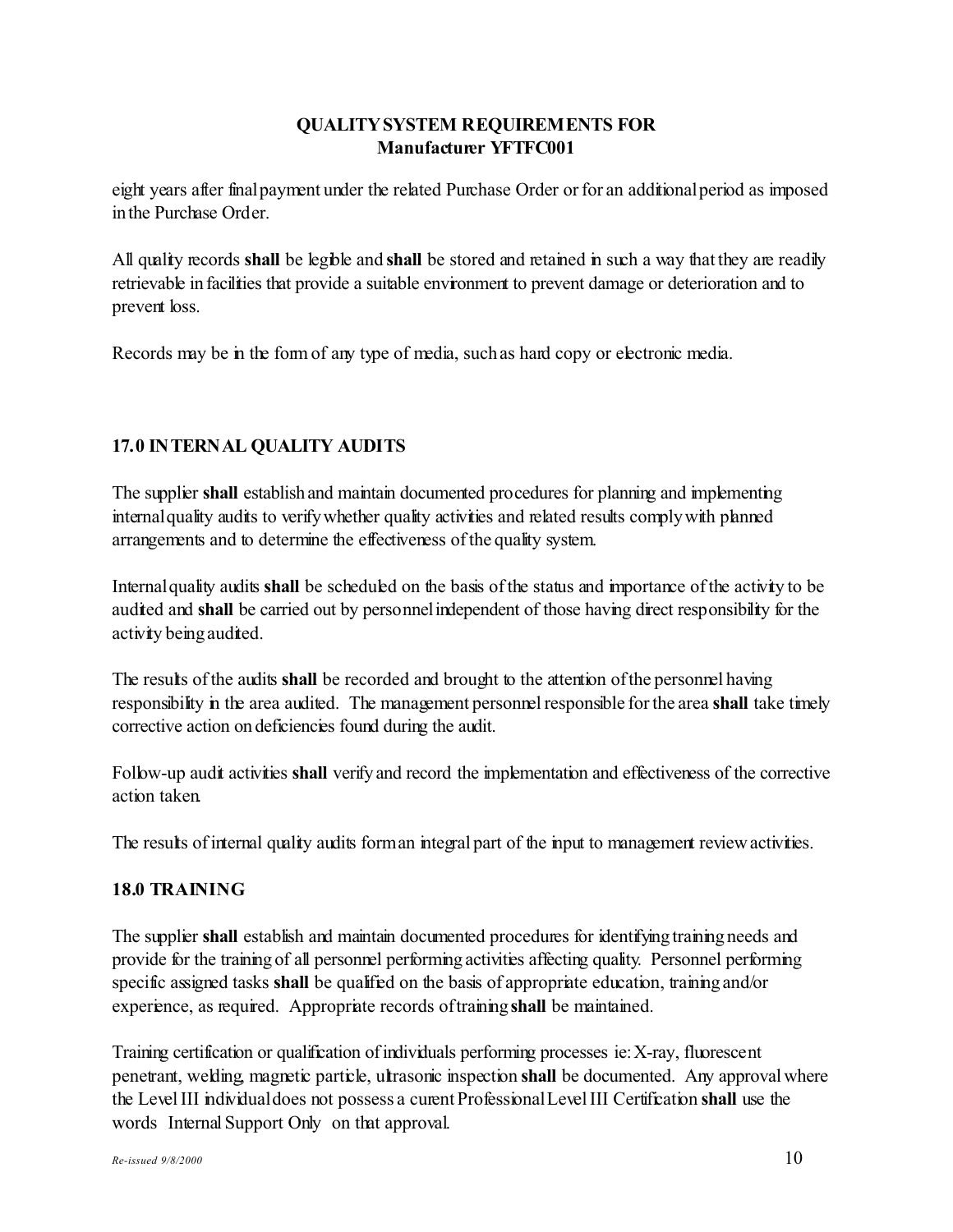eight years after final payment under the related Purchase Order or for an additional period as imposed in the Purchase Order.

All quality records **shall** be legible and **shall** be stored and retained in such a way that they are readily retrievable in facilities that provide a suitable environment to prevent damage or deterioration and to prevent loss.

Records may be in the form of any type of media, such as hard copy or electronic media.

## 17.0 INTERNAL QUALITY AUDITS

The supplier **shall** establish and maintain documented procedures for planning and implementing internal quality audits to verify whether quality activities and related results comply with planned arrangements and to determine the effectiveness of the quality system.

Internal quality audits **shall** be scheduled on the basis of the status and importance of the activity to be audited and **shall** be carried out by personnel independent of those having direct responsibility for the activity being audited.

The results of the audits **shall** be recorded and brought to the attention of the personnel having responsibility in the area audited. The management personnel responsible for the area **shall** take timely corrective action on deficiencies found during the audit.

Follow-up audit activities **shall** verify and record the implementation and effectiveness of the corrective action taken.

The results of internal quality audits form an integral part of the input to management review activities.

## 18.0 TRAINING

The supplier **shall** establish and maintain documented procedures for identifying training needs and provide for the training of all personnel performing activities affecting quality. Personnel performing specific assigned tasks **shall** be qualified on the basis of appropriate education, training and/or experience, as required. Appropriate records of training **shall** be maintained.

Training certification or qualification of individuals performing processes ie: X-ray, fluorescent penetrant, welding, magnetic particle, ultrasonic inspection **shall** be documented. Any approval where the Level III individual does not possess a curent Professional Level III Certification **shall** use the words Internal Support Only on that approval.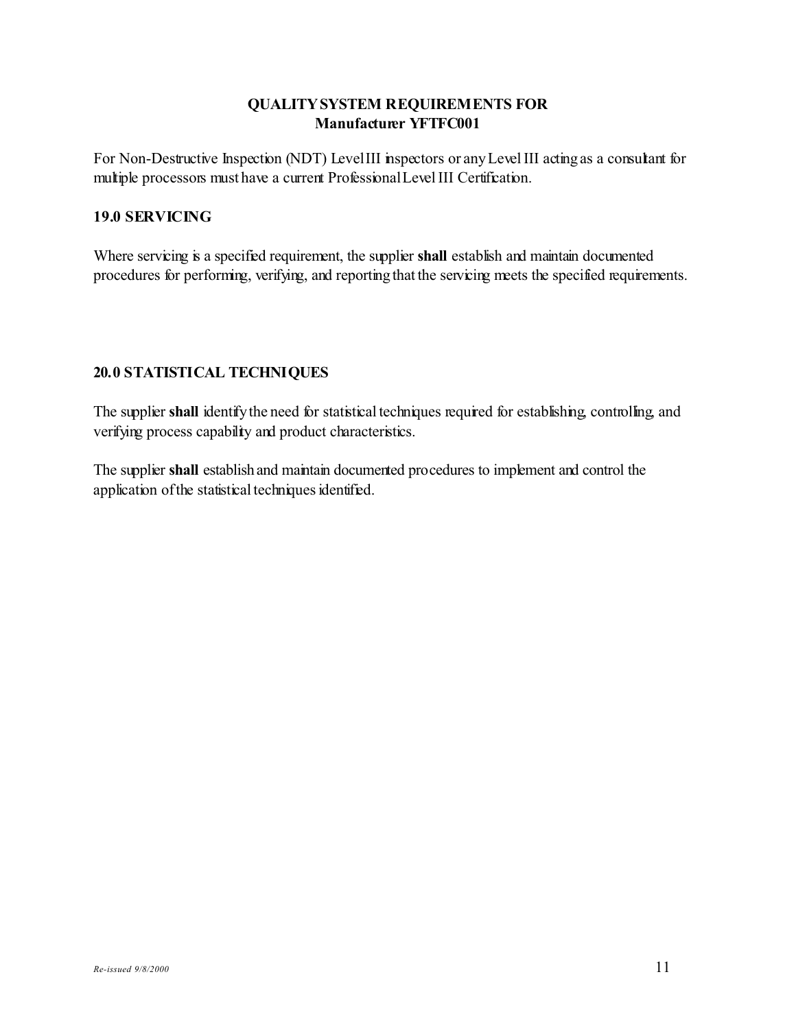**QUALITY SYSTEM REQUIREMENTS FOR**
**Manufacturer YFTFC001**

For Non-Destructive Inspection (NDT) Level III inspectors or any Level III acting as a consultant for multiple processors must have a current Professional Level III Certification.

## 19.0 SERVICING

Where servicing is a specified requirement, the supplier **shall** establish and maintain documented procedures for performing, verifying, and reporting that the servicing meets the specified requirements.

## 20.0 STATISTICAL TECHNIQUES

The supplier **shall** identify the need for statistical techniques required for establishing, controlling, and verifying process capability and product characteristics.

The supplier **shall** establish and maintain documented procedures to implement and control the application of the statistical techniques identified.